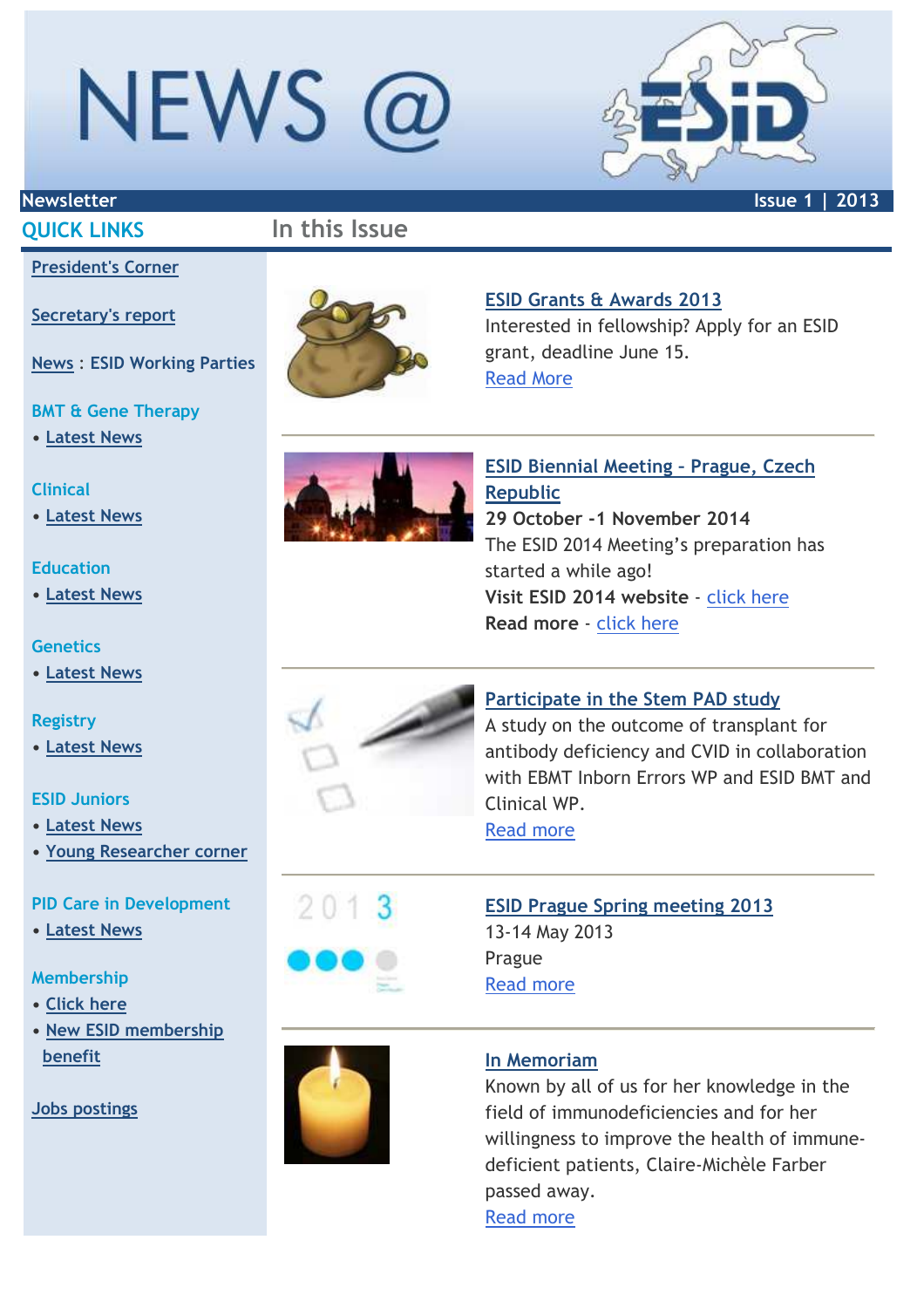# NEWS @ ESID

Newsletter — Issue 1 | 2013

## QUICK LINKS

President's Corner

Secretary's report

News : ESID Working Parties

BMT & Gene Therapy
- Latest News

Clinical
- Latest News

Education
- Latest News

Genetics
- Latest News

Registry
- Latest News

ESID Juniors
- Latest News
- Young Researcher corner

PID Care in Development
- Latest News

Membership
- Click here
- New ESID membership benefit

Jobs postings

## In this Issue

### ESID Grants & Awards 2013

Interested in fellowship? Apply for an ESID grant, deadline June 15.

Read More

---

### ESID Biennial Meeting - Prague, Czech Republic

**29 October -1 November 2014**

The ESID 2014 Meeting's preparation has started a while ago!

**Visit ESID 2014 website** - click here

**Read more** - click here

---

### Participate in the Stem PAD study

A study on the outcome of transplant for antibody deficiency and CVID in collaboration with EBMT Inborn Errors WP and ESID BMT and Clinical WP.

Read more

---

### ESID Prague Spring meeting 2013

13-14 May 2013

Prague

Read more

---

### In Memoriam

Known by all of us for her knowledge in the field of immunodeficiencies and for her willingness to improve the health of immune-deficient patients, Claire-Michèle Farber passed away.

Read more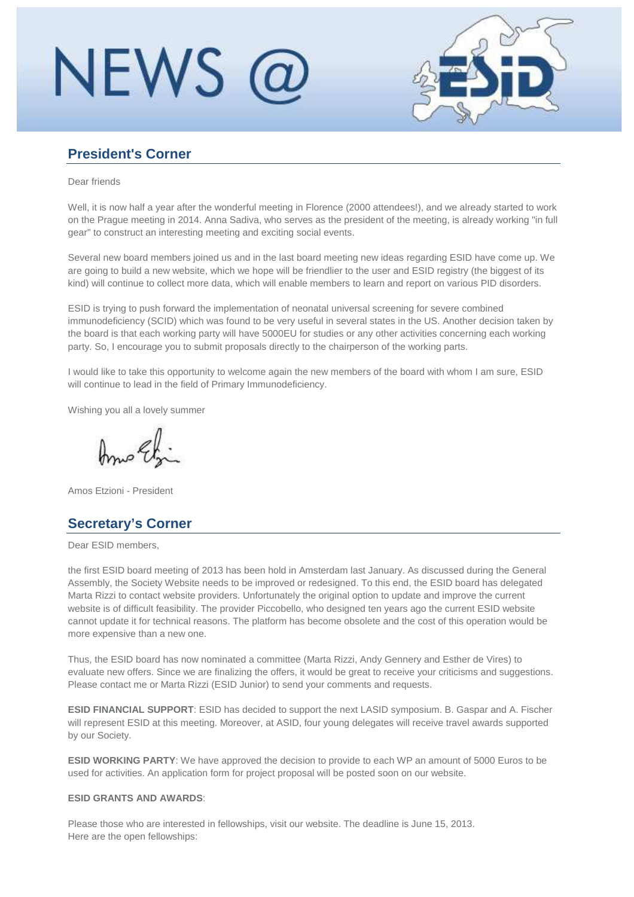# NEWS @ ESID

## President's Corner

Dear friends

Well, it is now half a year after the wonderful meeting in Florence (2000 attendees!), and we already started to work on the Prague meeting in 2014. Anna Sadiva, who serves as the president of the meeting, is already working "in full gear" to construct an interesting meeting and exciting social events.

Several new board members joined us and in the last board meeting new ideas regarding ESID have come up. We are going to build a new website, which we hope will be friendlier to the user and ESID registry (the biggest of its kind) will continue to collect more data, which will enable members to learn and report on various PID disorders.

ESID is trying to push forward the implementation of neonatal universal screening for severe combined immunodeficiency (SCID) which was found to be very useful in several states in the US. Another decision taken by the board is that each working party will have 5000EU for studies or any other activities concerning each working party. So, I encourage you to submit proposals directly to the chairperson of the working parts.

I would like to take this opportunity to welcome again the new members of the board with whom I am sure, ESID will continue to lead in the field of Primary Immunodeficiency.

Wishing you all a lovely summer

Amos Etzioni - President

## Secretary's Corner

Dear ESID members,

the first ESID board meeting of 2013 has been hold in Amsterdam last January. As discussed during the General Assembly, the Society Website needs to be improved or redesigned. To this end, the ESID board has delegated Marta Rizzi to contact website providers. Unfortunately the original option to update and improve the current website is of difficult feasibility. The provider Piccobello, who designed ten years ago the current ESID website cannot update it for technical reasons. The platform has become obsolete and the cost of this operation would be more expensive than a new one.

Thus, the ESID board has now nominated a committee (Marta Rizzi, Andy Gennery and Esther de Vires) to evaluate new offers. Since we are finalizing the offers, it would be great to receive your criticisms and suggestions. Please contact me or Marta Rizzi (ESID Junior) to send your comments and requests.

**ESID FINANCIAL SUPPORT**: ESID has decided to support the next LASID symposium. B. Gaspar and A. Fischer will represent ESID at this meeting. Moreover, at ASID, four young delegates will receive travel awards supported by our Society.

**ESID WORKING PARTY**: We have approved the decision to provide to each WP an amount of 5000 Euros to be used for activities. An application form for project proposal will be posted soon on our website.

**ESID GRANTS AND AWARDS**:

Please those who are interested in fellowships, visit our website. The deadline is June 15, 2013.
Here are the open fellowships: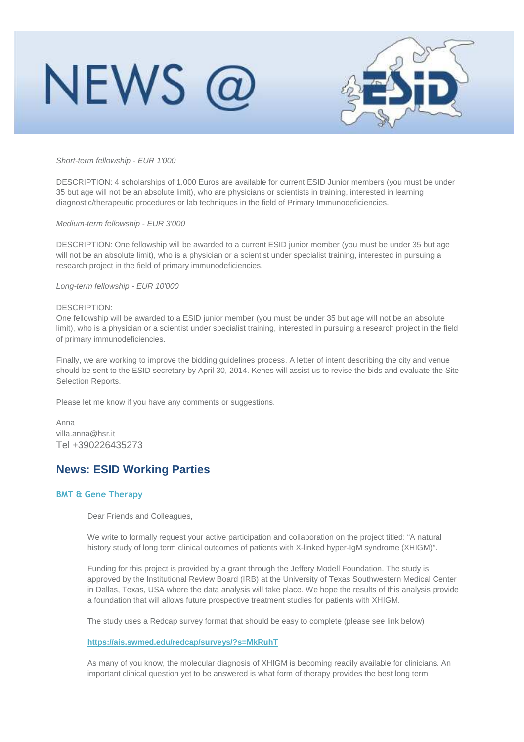*Short-term fellowship - EUR 1'000*

DESCRIPTION: 4 scholarships of 1,000 Euros are available for current ESID Junior members (you must be under 35 but age will not be an absolute limit), who are physicians or scientists in training, interested in learning diagnostic/therapeutic procedures or lab techniques in the field of Primary Immunodeficiencies.

*Medium-term fellowship - EUR 3'000*

DESCRIPTION: One fellowship will be awarded to a current ESID junior member (you must be under 35 but age will not be an absolute limit), who is a physician or a scientist under specialist training, interested in pursuing a research project in the field of primary immunodeficiencies.

*Long-term fellowship - EUR 10'000*

DESCRIPTION:
One fellowship will be awarded to a ESID junior member (you must be under 35 but age will not be an absolute limit), who is a physician or a scientist under specialist training, interested in pursuing a research project in the field of primary immunodeficiencies.

Finally, we are working to improve the bidding guidelines process. A letter of intent describing the city and venue should be sent to the ESID secretary by April 30, 2014. Kenes will assist us to revise the bids and evaluate the Site Selection Reports.

Please let me know if you have any comments or suggestions.

Anna
villa.anna@hsr.it
Tel +390226435273

## News: ESID Working Parties

### BMT & Gene Therapy

Dear Friends and Colleagues,

We write to formally request your active participation and collaboration on the project titled: "A natural history study of long term clinical outcomes of patients with X-linked hyper-IgM syndrome (XHIGM)".

Funding for this project is provided by a grant through the Jeffery Modell Foundation. The study is approved by the Institutional Review Board (IRB) at the University of Texas Southwestern Medical Center in Dallas, Texas, USA where the data analysis will take place. We hope the results of this analysis provide a foundation that will allows future prospective treatment studies for patients with XHIGM.

The study uses a Redcap survey format that should be easy to complete (please see link below)

**https://ais.swmed.edu/redcap/surveys/?s=MkRuhT**

As many of you know, the molecular diagnosis of XHIGM is becoming readily available for clinicians. An important clinical question yet to be answered is what form of therapy provides the best long term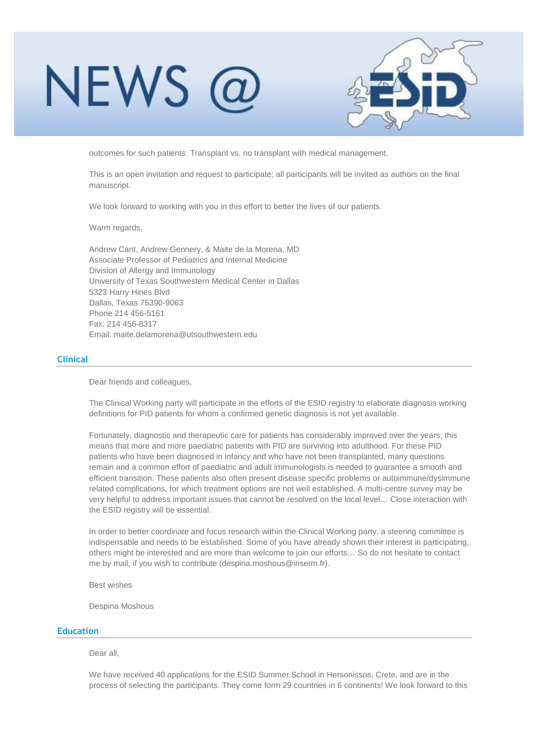outcomes for such patients: Transplant vs. no transplant with medical management.

This is an open invitation and request to participate; all participants will be invited as authors on the final manuscript.

We look forward to working with you in this effort to better the lives of our patients.

Warm regards,

Andrew Cant, Andrew Gennery, & Maite de la Morena, MD
Associate Professor of Pediatrics and Internal Medicine
Division of Allergy and Immunology
University of Texas Southwestern Medical Center in Dallas
5323 Harry Hines Blvd
Dallas, Texas 75390-9063
Phone 214 456-5161
Fax: 214 456-8317
Email: maite.delamorena@utsouthwestern.edu

## Clinical

Dear friends and colleagues,

The Clinical Working party will participate in the efforts of the ESID registry to elaborate diagnosis working definitions for PID patients for whom a confirmed genetic diagnosis is not yet available.

Fortunately, diagnostic and therapeutic care for patients has considerably improved over the years; this means that more and more paediatric patients with PID are surviving into adulthood. For these PID patients who have been diagnosed in infancy and who have not been transplanted, many questions remain and a common effort of paediatric and adult immunologists is needed to guarantee a smooth and efficient transition. These patients also often present disease specific problems or autoimmune/dysimmune related complications, for which treatment options are not well established. A multi-centre survey may be very helpful to address important issues that cannot be resolved on the local level… Close interaction with the ESID registry will be essential.

In order to better coordinate and focus research within the Clinical Working party, a steering committee is indispensable and needs to be established. Some of you have already shown their interest in participating, others might be interested and are more than welcome to join our efforts… So do not hesitate to contact me by mail, if you wish to contribute (despina.moshous@inserm.fr).

Best wishes

Despina Moshous

## Education

Dear all,

We have received 40 applications for the ESID Summer School in Hersonissos, Crete, and are in the process of selecting the participants. They come form 29 countries in 6 continents! We look forward to this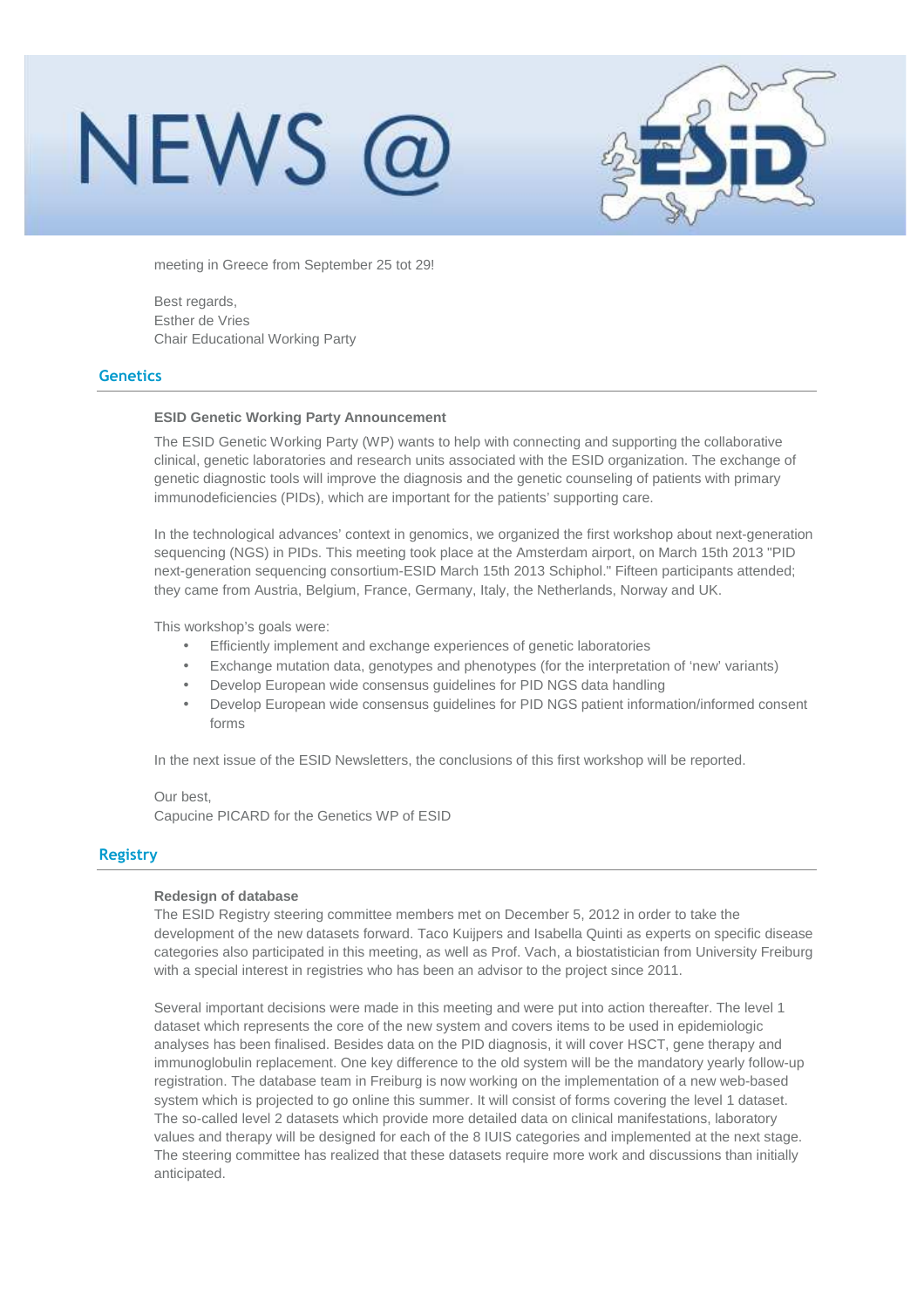meeting in Greece from September 25 tot 29!

Best regards,
Esther de Vries
Chair Educational Working Party

## Genetics

**ESID Genetic Working Party Announcement**

The ESID Genetic Working Party (WP) wants to help with connecting and supporting the collaborative clinical, genetic laboratories and research units associated with the ESID organization. The exchange of genetic diagnostic tools will improve the diagnosis and the genetic counseling of patients with primary immunodeficiencies (PIDs), which are important for the patients' supporting care.

In the technological advances' context in genomics, we organized the first workshop about next-generation sequencing (NGS) in PIDs. This meeting took place at the Amsterdam airport, on March 15th 2013 "PID next-generation sequencing consortium-ESID March 15th 2013 Schiphol." Fifteen participants attended; they came from Austria, Belgium, France, Germany, Italy, the Netherlands, Norway and UK.

This workshop's goals were:

- Efficiently implement and exchange experiences of genetic laboratories
- Exchange mutation data, genotypes and phenotypes (for the interpretation of 'new' variants)
- Develop European wide consensus guidelines for PID NGS data handling
- Develop European wide consensus guidelines for PID NGS patient information/informed consent forms

In the next issue of the ESID Newsletters, the conclusions of this first workshop will be reported.

Our best,
Capucine PICARD for the Genetics WP of ESID

## Registry

**Redesign of database**

The ESID Registry steering committee members met on December 5, 2012 in order to take the development of the new datasets forward. Taco Kuijpers and Isabella Quinti as experts on specific disease categories also participated in this meeting, as well as Prof. Vach, a biostatistician from University Freiburg with a special interest in registries who has been an advisor to the project since 2011.

Several important decisions were made in this meeting and were put into action thereafter. The level 1 dataset which represents the core of the new system and covers items to be used in epidemiologic analyses has been finalised. Besides data on the PID diagnosis, it will cover HSCT, gene therapy and immunoglobulin replacement. One key difference to the old system will be the mandatory yearly follow-up registration. The database team in Freiburg is now working on the implementation of a new web-based system which is projected to go online this summer. It will consist of forms covering the level 1 dataset. The so-called level 2 datasets which provide more detailed data on clinical manifestations, laboratory values and therapy will be designed for each of the 8 IUIS categories and implemented at the next stage. The steering committee has realized that these datasets require more work and discussions than initially anticipated.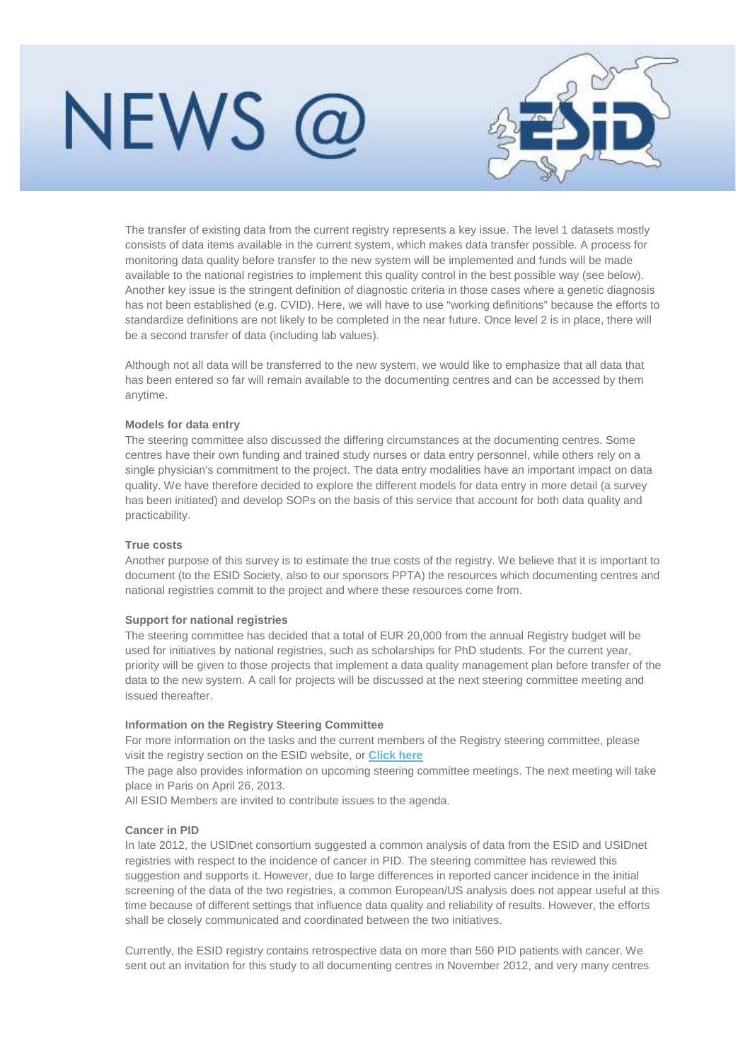The transfer of existing data from the current registry represents a key issue. The level 1 datasets mostly consists of data items available in the current system, which makes data transfer possible. A process for monitoring data quality before transfer to the new system will be implemented and funds will be made available to the national registries to implement this quality control in the best possible way (see below). Another key issue is the stringent definition of diagnostic criteria in those cases where a genetic diagnosis has not been established (e.g. CVID). Here, we will have to use "working definitions" because the efforts to standardize definitions are not likely to be completed in the near future. Once level 2 is in place, there will be a second transfer of data (including lab values).

Although not all data will be transferred to the new system, we would like to emphasize that all data that has been entered so far will remain available to the documenting centres and can be accessed by them anytime.

**Models for data entry**

The steering committee also discussed the differing circumstances at the documenting centres. Some centres have their own funding and trained study nurses or data entry personnel, while others rely on a single physician's commitment to the project. The data entry modalities have an important impact on data quality. We have therefore decided to explore the different models for data entry in more detail (a survey has been initiated) and develop SOPs on the basis of this service that account for both data quality and practicability.

**True costs**

Another purpose of this survey is to estimate the true costs of the registry. We believe that it is important to document (to the ESID Society, also to our sponsors PPTA) the resources which documenting centres and national registries commit to the project and where these resources come from.

**Support for national registries**

The steering committee has decided that a total of EUR 20,000 from the annual Registry budget will be used for initiatives by national registries, such as scholarships for PhD students. For the current year, priority will be given to those projects that implement a data quality management plan before transfer of the data to the new system. A call for projects will be discussed at the next steering committee meeting and issued thereafter.

**Information on the Registry Steering Committee**

For more information on the tasks and the current members of the Registry steering committee, please visit the registry section on the ESID website, or **Click here**

The page also provides information on upcoming steering committee meetings. The next meeting will take place in Paris on April 26, 2013.

All ESID Members are invited to contribute issues to the agenda.

**Cancer in PID**

In late 2012, the USIDnet consortium suggested a common analysis of data from the ESID and USIDnet registries with respect to the incidence of cancer in PID. The steering committee has reviewed this suggestion and supports it. However, due to large differences in reported cancer incidence in the initial screening of the data of the two registries, a common European/US analysis does not appear useful at this time because of different settings that influence data quality and reliability of results. However, the efforts shall be closely communicated and coordinated between the two initiatives.

Currently, the ESID registry contains retrospective data on more than 560 PID patients with cancer. We sent out an invitation for this study to all documenting centres in November 2012, and very many centres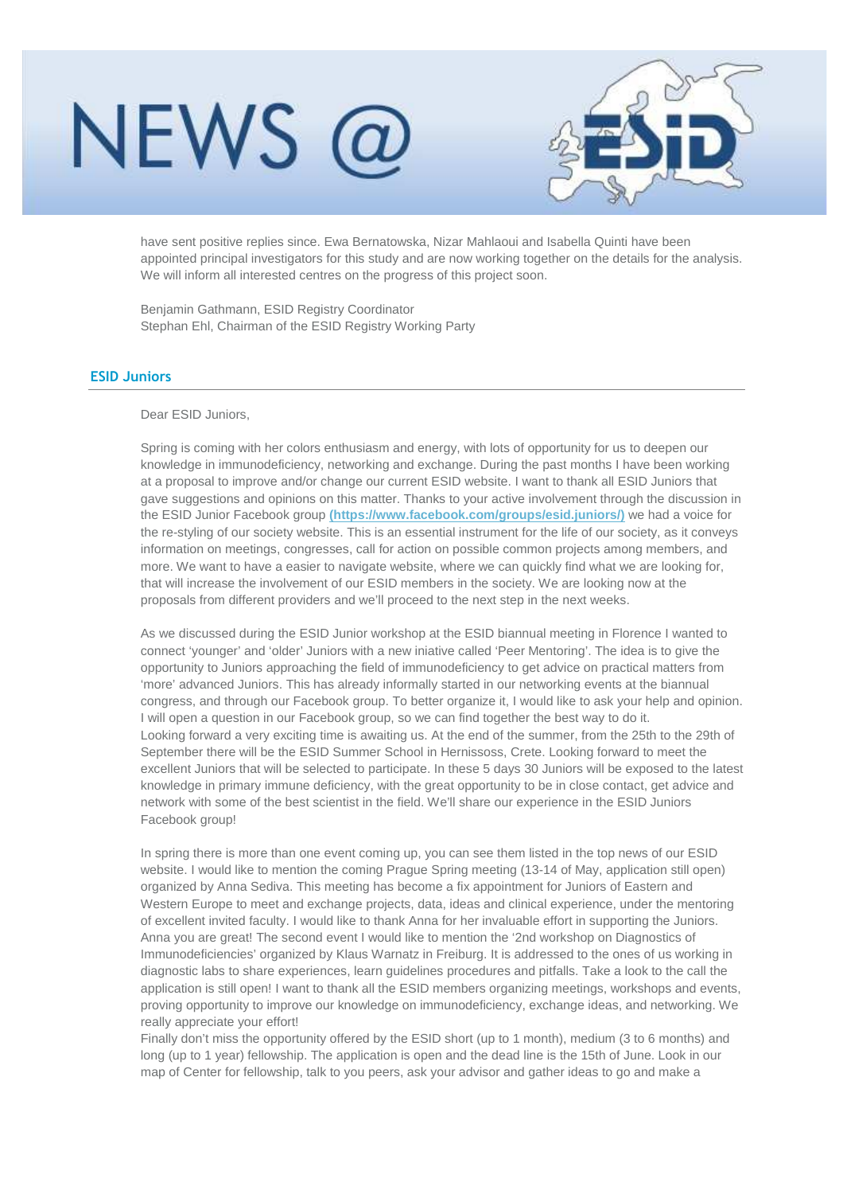have sent positive replies since. Ewa Bernatowska, Nizar Mahlaoui and Isabella Quinti have been appointed principal investigators for this study and are now working together on the details for the analysis. We will inform all interested centres on the progress of this project soon.

Benjamin Gathmann, ESID Registry Coordinator
Stephan Ehl, Chairman of the ESID Registry Working Party

## ESID Juniors

Dear ESID Juniors,

Spring is coming with her colors enthusiasm and energy, with lots of opportunity for us to deepen our knowledge in immunodeficiency, networking and exchange. During the past months I have been working at a proposal to improve and/or change our current ESID website. I want to thank all ESID Juniors that gave suggestions and opinions on this matter. Thanks to your active involvement through the discussion in the ESID Junior Facebook group **(https://www.facebook.com/groups/esid.juniors/)** we had a voice for the re-styling of our society website. This is an essential instrument for the life of our society, as it conveys information on meetings, congresses, call for action on possible common projects among members, and more. We want to have a easier to navigate website, where we can quickly find what we are looking for, that will increase the involvement of our ESID members in the society. We are looking now at the proposals from different providers and we'll proceed to the next step in the next weeks.

As we discussed during the ESID Junior workshop at the ESID biannual meeting in Florence I wanted to connect 'younger' and 'older' Juniors with a new iniative called 'Peer Mentoring'. The idea is to give the opportunity to Juniors approaching the field of immunodeficiency to get advice on practical matters from 'more' advanced Juniors. This has already informally started in our networking events at the biannual congress, and through our Facebook group. To better organize it, I would like to ask your help and opinion. I will open a question in our Facebook group, so we can find together the best way to do it.
Looking forward a very exciting time is awaiting us. At the end of the summer, from the 25th to the 29th of September there will be the ESID Summer School in Hernissoss, Crete. Looking forward to meet the excellent Juniors that will be selected to participate. In these 5 days 30 Juniors will be exposed to the latest knowledge in primary immune deficiency, with the great opportunity to be in close contact, get advice and network with some of the best scientist in the field. We'll share our experience in the ESID Juniors Facebook group!

In spring there is more than one event coming up, you can see them listed in the top news of our ESID website. I would like to mention the coming Prague Spring meeting (13-14 of May, application still open) organized by Anna Sediva. This meeting has become a fix appointment for Juniors of Eastern and Western Europe to meet and exchange projects, data, ideas and clinical experience, under the mentoring of excellent invited faculty. I would like to thank Anna for her invaluable effort in supporting the Juniors. Anna you are great! The second event I would like to mention the '2nd workshop on Diagnostics of Immunodeficiencies' organized by Klaus Warnatz in Freiburg. It is addressed to the ones of us working in diagnostic labs to share experiences, learn guidelines procedures and pitfalls. Take a look to the call the application is still open! I want to thank all the ESID members organizing meetings, workshops and events, proving opportunity to improve our knowledge on immunodeficiency, exchange ideas, and networking. We really appreciate your effort!
Finally don't miss the opportunity offered by the ESID short (up to 1 month), medium (3 to 6 months) and long (up to 1 year) fellowship. The application is open and the dead line is the 15th of June. Look in our map of Center for fellowship, talk to you peers, ask your advisor and gather ideas to go and make a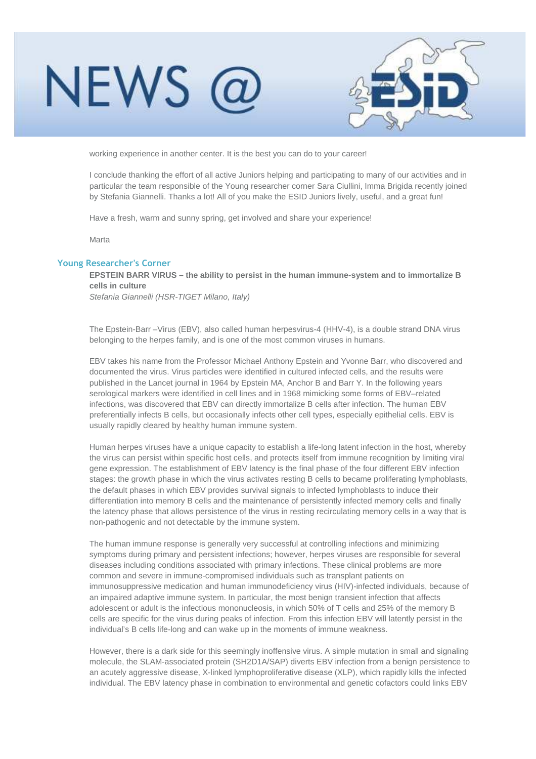working experience in another center. It is the best you can do to your career!

I conclude thanking the effort of all active Juniors helping and participating to many of our activities and in particular the team responsible of the Young researcher corner Sara Ciullini, Imma Brigida recently joined by Stefania Giannelli. Thanks a lot! All of you make the ESID Juniors lively, useful, and a great fun!

Have a fresh, warm and sunny spring, get involved and share your experience!

Marta

## Young Researcher's Corner

**EPSTEIN BARR VIRUS – the ability to persist in the human immune-system and to immortalize B cells in culture**

*Stefania Giannelli (HSR-TIGET Milano, Italy)*

The Epstein-Barr –Virus (EBV), also called human herpesvirus-4 (HHV-4), is a double strand DNA virus belonging to the herpes family, and is one of the most common viruses in humans.

EBV takes his name from the Professor Michael Anthony Epstein and Yvonne Barr, who discovered and documented the virus. Virus particles were identified in cultured infected cells, and the results were published in the Lancet journal in 1964 by Epstein MA, Anchor B and Barr Y. In the following years serological markers were identified in cell lines and in 1968 mimicking some forms of EBV–related infections, was discovered that EBV can directly immortalize B cells after infection. The human EBV preferentially infects B cells, but occasionally infects other cell types, especially epithelial cells. EBV is usually rapidly cleared by healthy human immune system.

Human herpes viruses have a unique capacity to establish a life-long latent infection in the host, whereby the virus can persist within specific host cells, and protects itself from immune recognition by limiting viral gene expression. The establishment of EBV latency is the final phase of the four different EBV infection stages: the growth phase in which the virus activates resting B cells to became proliferating lymphoblasts, the default phases in which EBV provides survival signals to infected lymphoblasts to induce their differentiation into memory B cells and the maintenance of persistently infected memory cells and finally the latency phase that allows persistence of the virus in resting recirculating memory cells in a way that is non-pathogenic and not detectable by the immune system.

The human immune response is generally very successful at controlling infections and minimizing symptoms during primary and persistent infections; however, herpes viruses are responsible for several diseases including conditions associated with primary infections. These clinical problems are more common and severe in immune-compromised individuals such as transplant patients on immunosuppressive medication and human immunodeficiency virus (HIV)-infected individuals, because of an impaired adaptive immune system. In particular, the most benign transient infection that affects adolescent or adult is the infectious mononucleosis, in which 50% of T cells and 25% of the memory B cells are specific for the virus during peaks of infection. From this infection EBV will latently persist in the individual's B cells life-long and can wake up in the moments of immune weakness.

However, there is a dark side for this seemingly inoffensive virus. A simple mutation in small and signaling molecule, the SLAM-associated protein (SH2D1A/SAP) diverts EBV infection from a benign persistence to an acutely aggressive disease, X-linked lymphoproliferative disease (XLP), which rapidly kills the infected individual. The EBV latency phase in combination to environmental and genetic cofactors could links EBV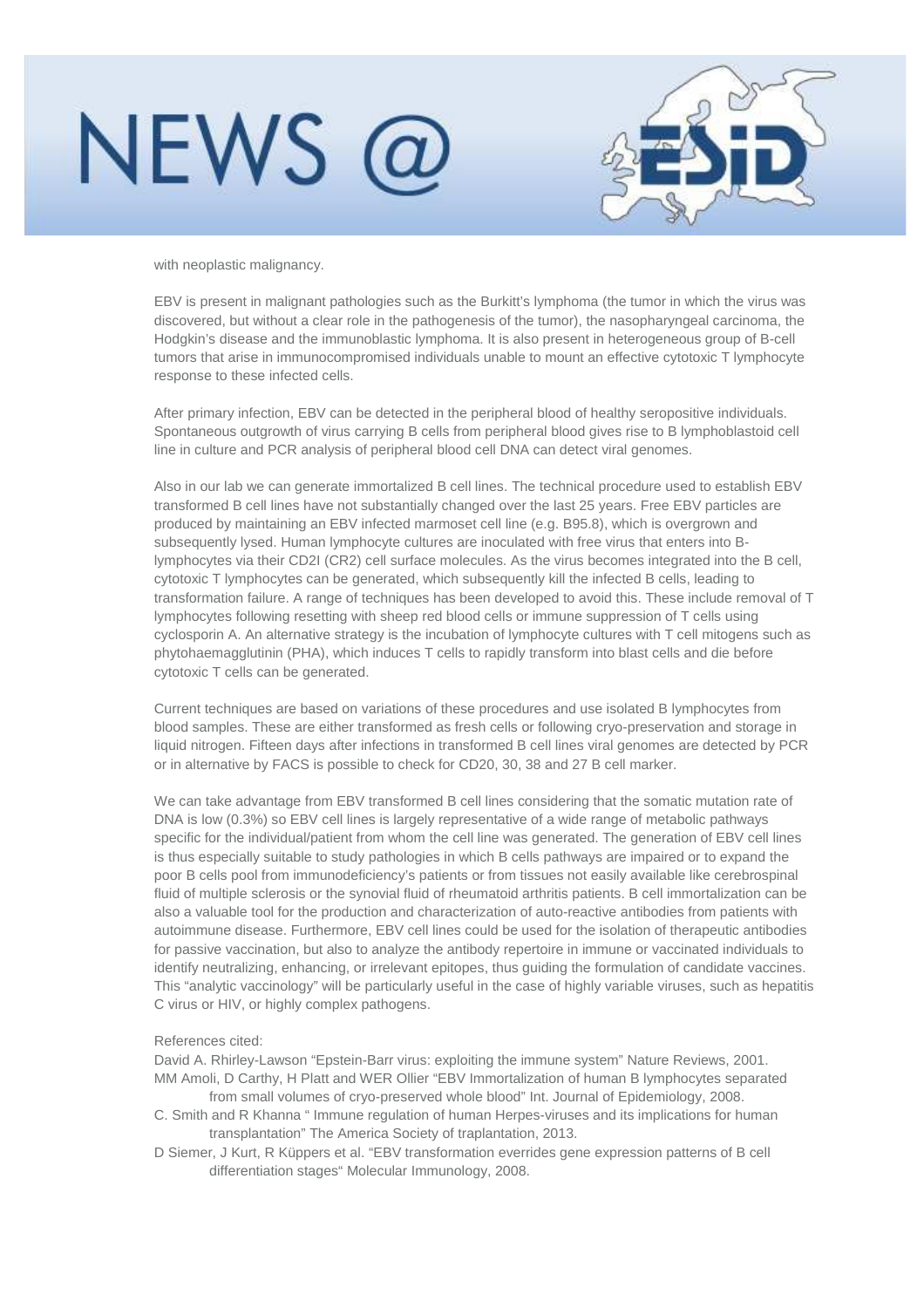with neoplastic malignancy.

EBV is present in malignant pathologies such as the Burkitt's lymphoma (the tumor in which the virus was discovered, but without a clear role in the pathogenesis of the tumor), the nasopharyngeal carcinoma, the Hodgkin's disease and the immunoblastic lymphoma. It is also present in heterogeneous group of B-cell tumors that arise in immunocompromised individuals unable to mount an effective cytotoxic T lymphocyte response to these infected cells.

After primary infection, EBV can be detected in the peripheral blood of healthy seropositive individuals. Spontaneous outgrowth of virus carrying B cells from peripheral blood gives rise to B lymphoblastoid cell line in culture and PCR analysis of peripheral blood cell DNA can detect viral genomes.

Also in our lab we can generate immortalized B cell lines. The technical procedure used to establish EBV transformed B cell lines have not substantially changed over the last 25 years. Free EBV particles are produced by maintaining an EBV infected marmoset cell line (e.g. B95.8), which is overgrown and subsequently lysed. Human lymphocyte cultures are inoculated with free virus that enters into B-lymphocytes via their CD2I (CR2) cell surface molecules. As the virus becomes integrated into the B cell, cytotoxic T lymphocytes can be generated, which subsequently kill the infected B cells, leading to transformation failure. A range of techniques has been developed to avoid this. These include removal of T lymphocytes following resetting with sheep red blood cells or immune suppression of T cells using cyclosporin A. An alternative strategy is the incubation of lymphocyte cultures with T cell mitogens such as phytohaemagglutinin (PHA), which induces T cells to rapidly transform into blast cells and die before cytotoxic T cells can be generated.

Current techniques are based on variations of these procedures and use isolated B lymphocytes from blood samples. These are either transformed as fresh cells or following cryo-preservation and storage in liquid nitrogen. Fifteen days after infections in transformed B cell lines viral genomes are detected by PCR or in alternative by FACS is possible to check for CD20, 30, 38 and 27 B cell marker.

We can take advantage from EBV transformed B cell lines considering that the somatic mutation rate of DNA is low (0.3%) so EBV cell lines is largely representative of a wide range of metabolic pathways specific for the individual/patient from whom the cell line was generated. The generation of EBV cell lines is thus especially suitable to study pathologies in which B cells pathways are impaired or to expand the poor B cells pool from immunodeficiency's patients or from tissues not easily available like cerebrospinal fluid of multiple sclerosis or the synovial fluid of rheumatoid arthritis patients. B cell immortalization can be also a valuable tool for the production and characterization of auto-reactive antibodies from patients with autoimmune disease. Furthermore, EBV cell lines could be used for the isolation of therapeutic antibodies for passive vaccination, but also to analyze the antibody repertoire in immune or vaccinated individuals to identify neutralizing, enhancing, or irrelevant epitopes, thus guiding the formulation of candidate vaccines. This "analytic vaccinology" will be particularly useful in the case of highly variable viruses, such as hepatitis C virus or HIV, or highly complex pathogens.

References cited:

David A. Rhirley-Lawson "Epstein-Barr virus: exploiting the immune system" Nature Reviews, 2001.

MM Amoli, D Carthy, H Platt and WER Ollier "EBV Immortalization of human B lymphocytes separated from small volumes of cryo-preserved whole blood" Int. Journal of Epidemiology, 2008.

C. Smith and R Khanna " Immune regulation of human Herpes-viruses and its implications for human transplantation" The America Society of traplantation, 2013.

D Siemer, J Kurt, R Küppers et al. "EBV transformation everrides gene expression patterns of B cell differentiation stages" Molecular Immunology, 2008.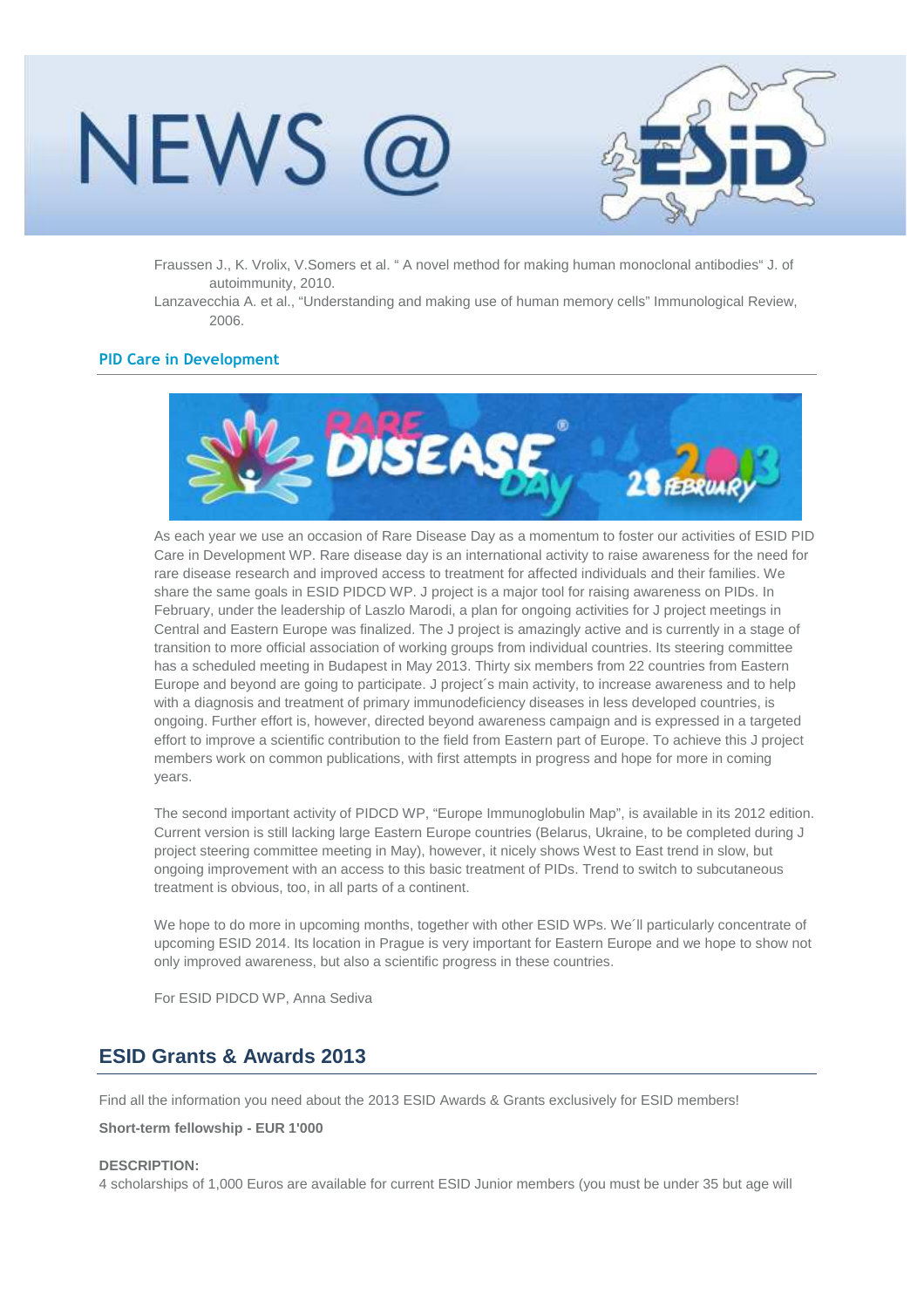Fraussen J., K. Vrolix, V.Somers et al. " A novel method for making human monoclonal antibodies" J. of autoimmunity, 2010.

Lanzavecchia A. et al., "Understanding and making use of human memory cells" Immunological Review, 2006.

### PID Care in Development

As each year we use an occasion of Rare Disease Day as a momentum to foster our activities of ESID PID Care in Development WP. Rare disease day is an international activity to raise awareness for the need for rare disease research and improved access to treatment for affected individuals and their families. We share the same goals in ESID PIDCD WP. J project is a major tool for raising awareness on PIDs. In February, under the leadership of Laszlo Marodi, a plan for ongoing activities for J project meetings in Central and Eastern Europe was finalized. The J project is amazingly active and is currently in a stage of transition to more official association of working groups from individual countries. Its steering committee has a scheduled meeting in Budapest in May 2013. Thirty six members from 22 countries from Eastern Europe and beyond are going to participate. J project´s main activity, to increase awareness and to help with a diagnosis and treatment of primary immunodeficiency diseases in less developed countries, is ongoing. Further effort is, however, directed beyond awareness campaign and is expressed in a targeted effort to improve a scientific contribution to the field from Eastern part of Europe. To achieve this J project members work on common publications, with first attempts in progress and hope for more in coming years.

The second important activity of PIDCD WP, "Europe Immunoglobulin Map", is available in its 2012 edition. Current version is still lacking large Eastern Europe countries (Belarus, Ukraine, to be completed during J project steering committee meeting in May), however, it nicely shows West to East trend in slow, but ongoing improvement with an access to this basic treatment of PIDs. Trend to switch to subcutaneous treatment is obvious, too, in all parts of a continent.

We hope to do more in upcoming months, together with other ESID WPs. We´ll particularly concentrate of upcoming ESID 2014. Its location in Prague is very important for Eastern Europe and we hope to show not only improved awareness, but also a scientific progress in these countries.

For ESID PIDCD WP, Anna Sediva

## ESID Grants & Awards 2013

Find all the information you need about the 2013 ESID Awards & Grants exclusively for ESID members!

**Short-term fellowship - EUR 1'000**

**DESCRIPTION:**
4 scholarships of 1,000 Euros are available for current ESID Junior members (you must be under 35 but age will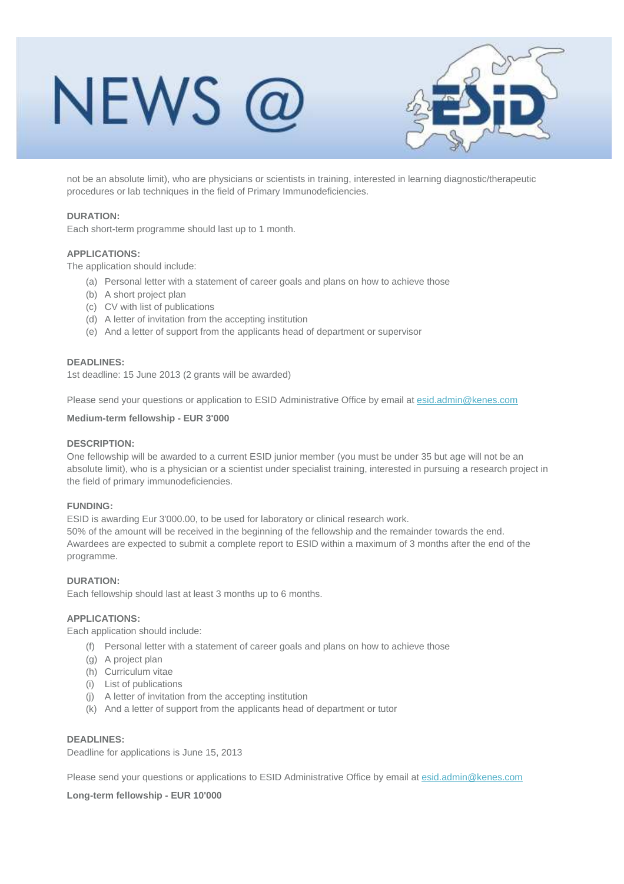not be an absolute limit), who are physicians or scientists in training, interested in learning diagnostic/therapeutic procedures or lab techniques in the field of Primary Immunodeficiencies.

**DURATION:**
Each short-term programme should last up to 1 month.

**APPLICATIONS:**
The application should include:

(a) Personal letter with a statement of career goals and plans on how to achieve those
(b) A short project plan
(c) CV with list of publications
(d) A letter of invitation from the accepting institution
(e) And a letter of support from the applicants head of department or supervisor

**DEADLINES:**
1st deadline: 15 June 2013 (2 grants will be awarded)

Please send your questions or application to ESID Administrative Office by email at [esid.admin@kenes.com](mailto:esid.admin@kenes.com)

**Medium-term fellowship - EUR 3'000**

**DESCRIPTION:**
One fellowship will be awarded to a current ESID junior member (you must be under 35 but age will not be an absolute limit), who is a physician or a scientist under specialist training, interested in pursuing a research project in the field of primary immunodeficiencies.

**FUNDING:**
ESID is awarding Eur 3'000.00, to be used for laboratory or clinical research work.
50% of the amount will be received in the beginning of the fellowship and the remainder towards the end.
Awardees are expected to submit a complete report to ESID within a maximum of 3 months after the end of the programme.

**DURATION:**
Each fellowship should last at least 3 months up to 6 months.

**APPLICATIONS:**
Each application should include:

(f) Personal letter with a statement of career goals and plans on how to achieve those
(g) A project plan
(h) Curriculum vitae
(i) List of publications
(j) A letter of invitation from the accepting institution
(k) And a letter of support from the applicants head of department or tutor

**DEADLINES:**
Deadline for applications is June 15, 2013

Please send your questions or applications to ESID Administrative Office by email at [esid.admin@kenes.com](mailto:esid.admin@kenes.com)

**Long-term fellowship - EUR 10'000**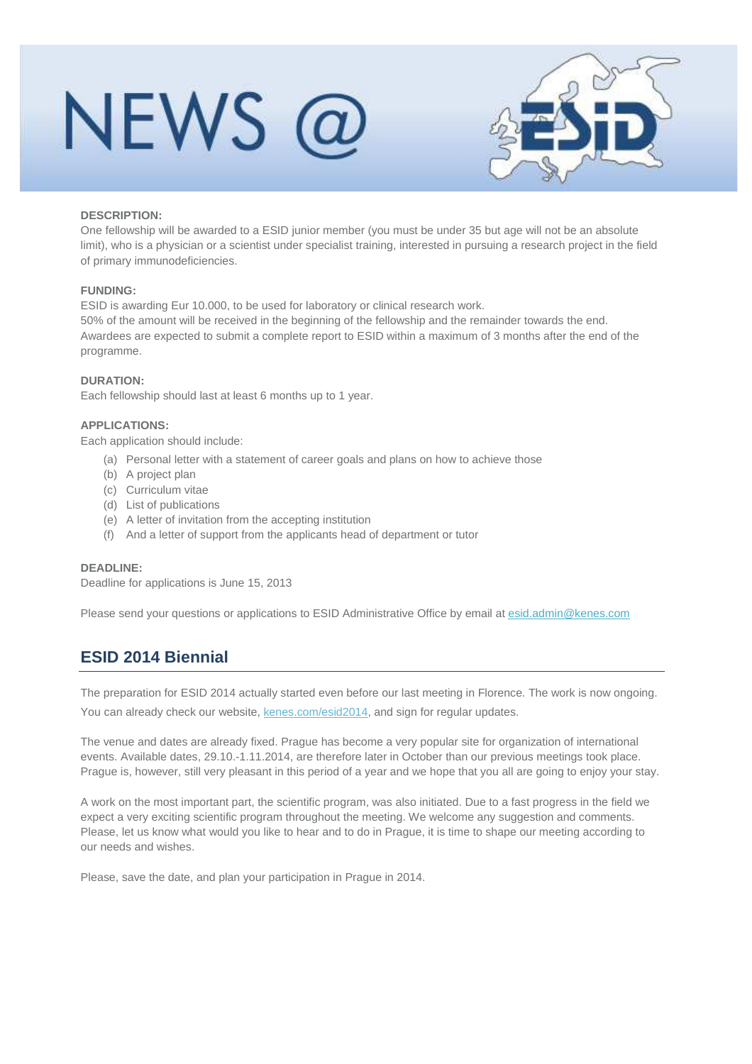**DESCRIPTION:**
One fellowship will be awarded to a ESID junior member (you must be under 35 but age will not be an absolute limit), who is a physician or a scientist under specialist training, interested in pursuing a research project in the field of primary immunodeficiencies.

**FUNDING:**
ESID is awarding Eur 10.000, to be used for laboratory or clinical research work.
50% of the amount will be received in the beginning of the fellowship and the remainder towards the end.
Awardees are expected to submit a complete report to ESID within a maximum of 3 months after the end of the programme.

**DURATION:**
Each fellowship should last at least 6 months up to 1 year.

**APPLICATIONS:**
Each application should include:

(a) Personal letter with a statement of career goals and plans on how to achieve those
(b) A project plan
(c) Curriculum vitae
(d) List of publications
(e) A letter of invitation from the accepting institution
(f) And a letter of support from the applicants head of department or tutor

**DEADLINE:**
Deadline for applications is June 15, 2013

Please send your questions or applications to ESID Administrative Office by email at esid.admin@kenes.com

## ESID 2014 Biennial

The preparation for ESID 2014 actually started even before our last meeting in Florence. The work is now ongoing. You can already check our website, kenes.com/esid2014, and sign for regular updates.

The venue and dates are already fixed. Prague has become a very popular site for organization of international events. Available dates, 29.10.-1.11.2014, are therefore later in October than our previous meetings took place. Prague is, however, still very pleasant in this period of a year and we hope that you all are going to enjoy your stay.

A work on the most important part, the scientific program, was also initiated. Due to a fast progress in the field we expect a very exciting scientific program throughout the meeting. We welcome any suggestion and comments. Please, let us know what would you like to hear and to do in Prague, it is time to shape our meeting according to our needs and wishes.

Please, save the date, and plan your participation in Prague in 2014.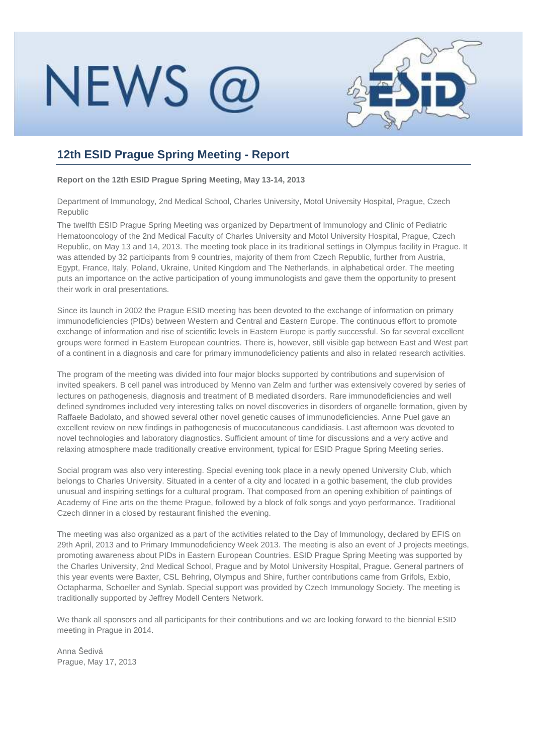## 12th ESID Prague Spring Meeting - Report

**Report on the 12th ESID Prague Spring Meeting, May 13-14, 2013**

Department of Immunology, 2nd Medical School, Charles University, Motol University Hospital, Prague, Czech Republic

The twelfth ESID Prague Spring Meeting was organized by Department of Immunology and Clinic of Pediatric Hematooncology of the 2nd Medical Faculty of Charles University and Motol University Hospital, Prague, Czech Republic, on May 13 and 14, 2013. The meeting took place in its traditional settings in Olympus facility in Prague. It was attended by 32 participants from 9 countries, majority of them from Czech Republic, further from Austria, Egypt, France, Italy, Poland, Ukraine, United Kingdom and The Netherlands, in alphabetical order. The meeting puts an importance on the active participation of young immunologists and gave them the opportunity to present their work in oral presentations.

Since its launch in 2002 the Prague ESID meeting has been devoted to the exchange of information on primary immunodeficiencies (PIDs) between Western and Central and Eastern Europe. The continuous effort to promote exchange of information and rise of scientific levels in Eastern Europe is partly successful. So far several excellent groups were formed in Eastern European countries. There is, however, still visible gap between East and West part of a continent in a diagnosis and care for primary immunodeficiency patients and also in related research activities.

The program of the meeting was divided into four major blocks supported by contributions and supervision of invited speakers. B cell panel was introduced by Menno van Zelm and further was extensively covered by series of lectures on pathogenesis, diagnosis and treatment of B mediated disorders. Rare immunodeficiencies and well defined syndromes included very interesting talks on novel discoveries in disorders of organelle formation, given by Raffaele Badolato, and showed several other novel genetic causes of immunodeficiencies. Anne Puel gave an excellent review on new findings in pathogenesis of mucocutaneous candidiasis. Last afternoon was devoted to novel technologies and laboratory diagnostics. Sufficient amount of time for discussions and a very active and relaxing atmosphere made traditionally creative environment, typical for ESID Prague Spring Meeting series.

Social program was also very interesting. Special evening took place in a newly opened University Club, which belongs to Charles University. Situated in a center of a city and located in a gothic basement, the club provides unusual and inspiring settings for a cultural program. That composed from an opening exhibition of paintings of Academy of Fine arts on the theme Prague, followed by a block of folk songs and yoyo performance. Traditional Czech dinner in a closed by restaurant finished the evening.

The meeting was also organized as a part of the activities related to the Day of Immunology, declared by EFIS on 29th April, 2013 and to Primary Immunodeficiency Week 2013. The meeting is also an event of J projects meetings, promoting awareness about PIDs in Eastern European Countries. ESID Prague Spring Meeting was supported by the Charles University, 2nd Medical School, Prague and by Motol University Hospital, Prague. General partners of this year events were Baxter, CSL Behring, Olympus and Shire, further contributions came from Grifols, Exbio, Octapharma, Schoeller and Synlab. Special support was provided by Czech Immunology Society. The meeting is traditionally supported by Jeffrey Modell Centers Network.

We thank all sponsors and all participants for their contributions and we are looking forward to the biennial ESID meeting in Prague in 2014.

Anna Šedivá
Prague, May 17, 2013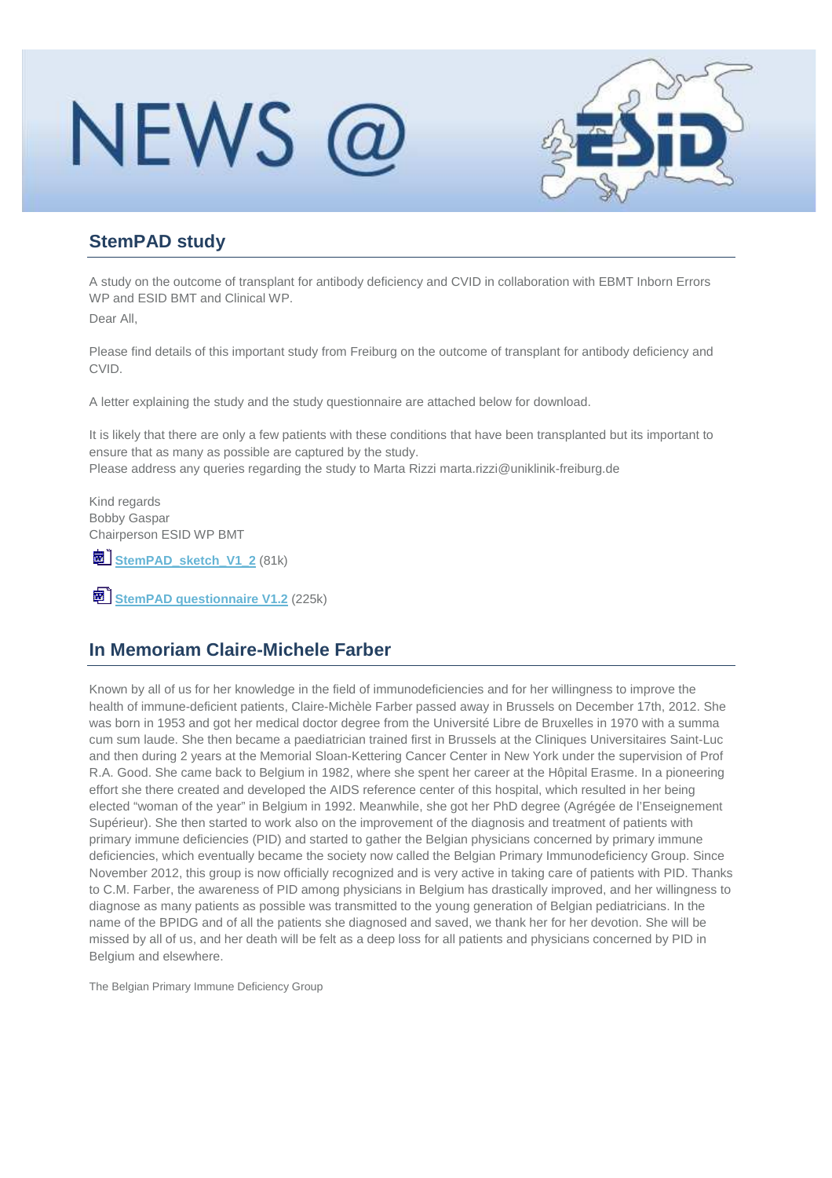## StemPAD study

A study on the outcome of transplant for antibody deficiency and CVID in collaboration with EBMT Inborn Errors WP and ESID BMT and Clinical WP.

Dear All,

Please find details of this important study from Freiburg on the outcome of transplant for antibody deficiency and CVID.

A letter explaining the study and the study questionnaire are attached below for download.

It is likely that there are only a few patients with these conditions that have been transplanted but its important to ensure that as many as possible are captured by the study.
Please address any queries regarding the study to Marta Rizzi marta.rizzi@uniklinik-freiburg.de

Kind regards
Bobby Gaspar
Chairperson ESID WP BMT

**StemPAD_sketch_V1_2** (81k)

**StemPAD questionnaire V1.2** (225k)

## In Memoriam Claire-Michele Farber

Known by all of us for her knowledge in the field of immunodeficiencies and for her willingness to improve the health of immune-deficient patients, Claire-Michèle Farber passed away in Brussels on December 17th, 2012. She was born in 1953 and got her medical doctor degree from the Université Libre de Bruxelles in 1970 with a summa cum sum laude. She then became a paediatrician trained first in Brussels at the Cliniques Universitaires Saint-Luc and then during 2 years at the Memorial Sloan-Kettering Cancer Center in New York under the supervision of Prof R.A. Good. She came back to Belgium in 1982, where she spent her career at the Hôpital Erasme. In a pioneering effort she there created and developed the AIDS reference center of this hospital, which resulted in her being elected "woman of the year" in Belgium in 1992. Meanwhile, she got her PhD degree (Agrégée de l'Enseignement Supérieur). She then started to work also on the improvement of the diagnosis and treatment of patients with primary immune deficiencies (PID) and started to gather the Belgian physicians concerned by primary immune deficiencies, which eventually became the society now called the Belgian Primary Immunodeficiency Group. Since November 2012, this group is now officially recognized and is very active in taking care of patients with PID. Thanks to C.M. Farber, the awareness of PID among physicians in Belgium has drastically improved, and her willingness to diagnose as many patients as possible was transmitted to the young generation of Belgian pediatricians. In the name of the BPIDG and of all the patients she diagnosed and saved, we thank her for her devotion. She will be missed by all of us, and her death will be felt as a deep loss for all patients and physicians concerned by PID in Belgium and elsewhere.

The Belgian Primary Immune Deficiency Group